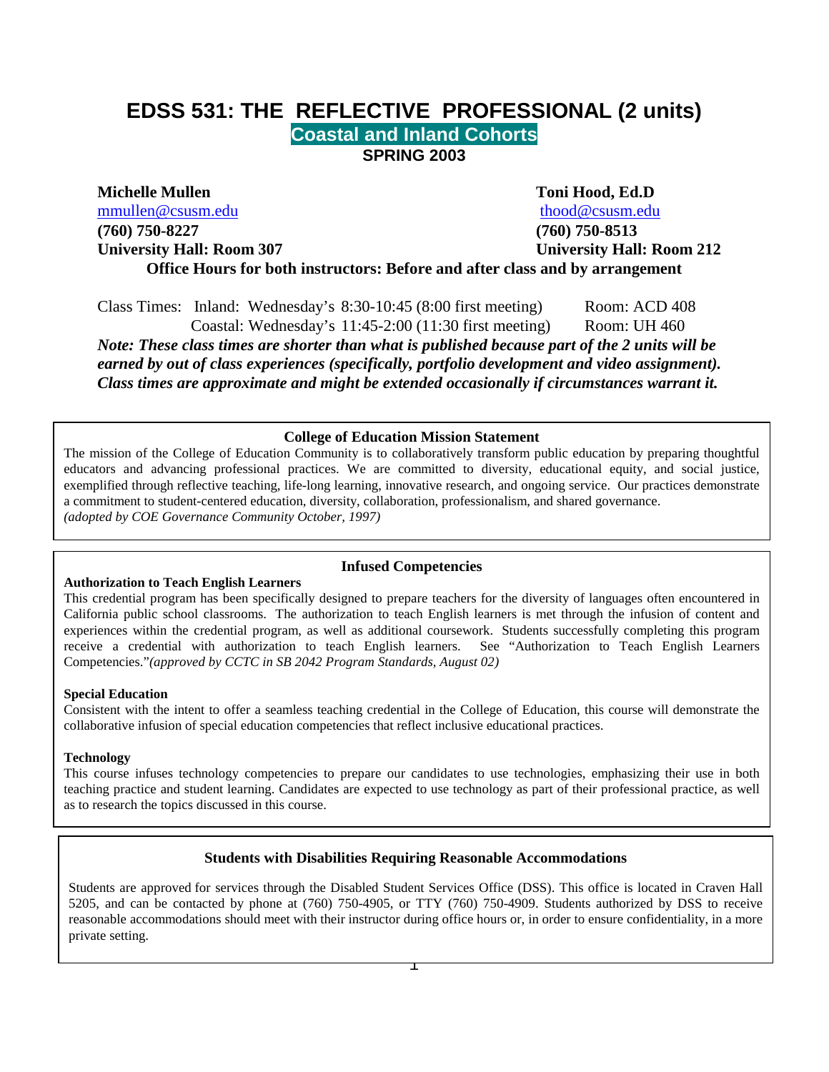# EDSS 531: THE REFLECTIVE PROFESSIONAL (2 units)

## Coastal and Inland Cohorts

### SPRING 2003

| **Michelle Mullen** | **Toni Hood, Ed.D** |
|---|---|
| mmullen@csusm.edu | thood@csusm.edu |
| **(760) 750-8227** | **(760) 750-8513** |
| **University Hall: Room 307** | **University Hall: Room 212** |

**Office Hours for both instructors: Before and after class and by arrangement**

Class Times: Inland: Wednesday's 8:30-10:45 (8:00 first meeting) Room: ACD 408
Coastal: Wednesday's 11:45-2:00 (11:30 first meeting) Room: UH 460

***Note: These class times are shorter than what is published because part of the 2 units will be earned by out of class experiences (specifically, portfolio development and video assignment). Class times are approximate and might be extended occasionally if circumstances warrant it.***

**College of Education Mission Statement**

The mission of the College of Education Community is to collaboratively transform public education by preparing thoughtful educators and advancing professional practices. We are committed to diversity, educational equity, and social justice, exemplified through reflective teaching, life-long learning, innovative research, and ongoing service. Our practices demonstrate a commitment to student-centered education, diversity, collaboration, professionalism, and shared governance.
*(adopted by COE Governance Community October, 1997)*

**Infused Competencies**

**Authorization to Teach English Learners**

This credential program has been specifically designed to prepare teachers for the diversity of languages often encountered in California public school classrooms. The authorization to teach English learners is met through the infusion of content and experiences within the credential program, as well as additional coursework. Students successfully completing this program receive a credential with authorization to teach English learners. See "Authorization to Teach English Learners Competencies."*(approved by CCTC in SB 2042 Program Standards, August 02)*

**Special Education**

Consistent with the intent to offer a seamless teaching credential in the College of Education, this course will demonstrate the collaborative infusion of special education competencies that reflect inclusive educational practices.

**Technology**

This course infuses technology competencies to prepare our candidates to use technologies, emphasizing their use in both teaching practice and student learning. Candidates are expected to use technology as part of their professional practice, as well as to research the topics discussed in this course.

**Students with Disabilities Requiring Reasonable Accommodations**

Students are approved for services through the Disabled Student Services Office (DSS). This office is located in Craven Hall 5205, and can be contacted by phone at (760) 750-4905, or TTY (760) 750-4909. Students authorized by DSS to receive reasonable accommodations should meet with their instructor during office hours or, in order to ensure confidentiality, in a more private setting.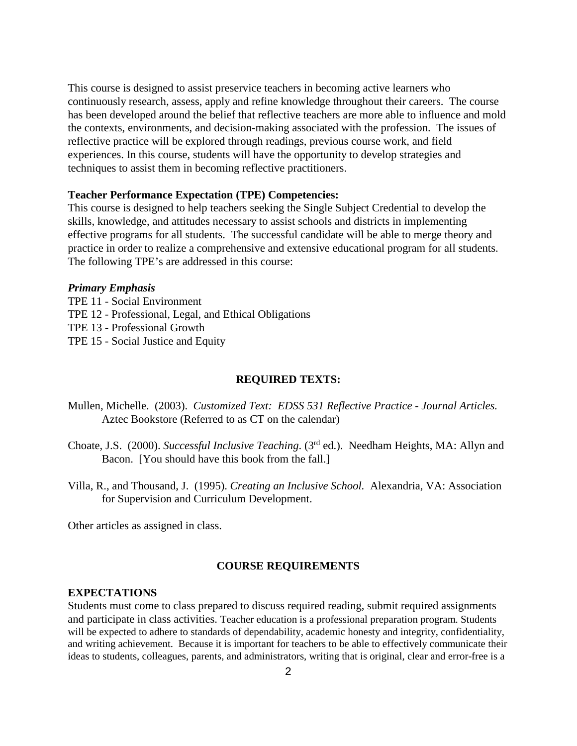This course is designed to assist preservice teachers in becoming active learners who continuously research, assess, apply and refine knowledge throughout their careers. The course has been developed around the belief that reflective teachers are more able to influence and mold the contexts, environments, and decision-making associated with the profession. The issues of reflective practice will be explored through readings, previous course work, and field experiences. In this course, students will have the opportunity to develop strategies and techniques to assist them in becoming reflective practitioners.

**Teacher Performance Expectation (TPE) Competencies:**
This course is designed to help teachers seeking the Single Subject Credential to develop the skills, knowledge, and attitudes necessary to assist schools and districts in implementing effective programs for all students. The successful candidate will be able to merge theory and practice in order to realize a comprehensive and extensive educational program for all students. The following TPE's are addressed in this course:

***Primary Emphasis***

TPE 11 - Social Environment
TPE 12 - Professional, Legal, and Ethical Obligations
TPE 13 - Professional Growth
TPE 15 - Social Justice and Equity

## REQUIRED TEXTS:

Mullen, Michelle. (2003). *Customized Text: EDSS 531 Reflective Practice - Journal Articles.* Aztec Bookstore (Referred to as CT on the calendar)

Choate, J.S. (2000). *Successful Inclusive Teaching*. (3rd ed.). Needham Heights, MA: Allyn and Bacon. [You should have this book from the fall.]

Villa, R., and Thousand, J. (1995). *Creating an Inclusive School.* Alexandria, VA: Association for Supervision and Curriculum Development.

Other articles as assigned in class.

## COURSE REQUIREMENTS

**EXPECTATIONS**
Students must come to class prepared to discuss required reading, submit required assignments and participate in class activities. Teacher education is a professional preparation program. Students will be expected to adhere to standards of dependability, academic honesty and integrity, confidentiality, and writing achievement. Because it is important for teachers to be able to effectively communicate their ideas to students, colleagues, parents, and administrators, writing that is original, clear and error-free is a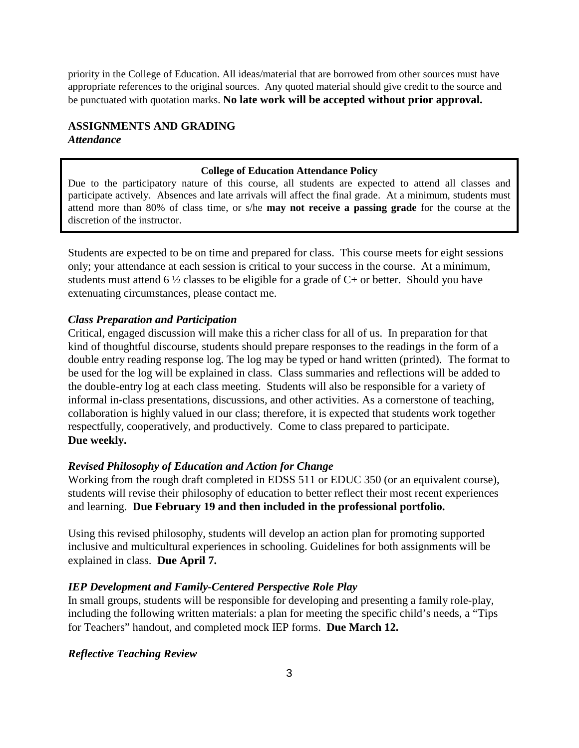priority in the College of Education. All ideas/material that are borrowed from other sources must have appropriate references to the original sources. Any quoted material should give credit to the source and be punctuated with quotation marks. **No late work will be accepted without prior approval.**

## ASSIGNMENTS AND GRADING

### *Attendance*

**College of Education Attendance Policy**

Due to the participatory nature of this course, all students are expected to attend all classes and participate actively. Absences and late arrivals will affect the final grade. At a minimum, students must attend more than 80% of class time, or s/he **may not receive a passing grade** for the course at the discretion of the instructor.

Students are expected to be on time and prepared for class. This course meets for eight sessions only; your attendance at each session is critical to your success in the course. At a minimum, students must attend 6 ½ classes to be eligible for a grade of C+ or better. Should you have extenuating circumstances, please contact me.

### *Class Preparation and Participation*

Critical, engaged discussion will make this a richer class for all of us. In preparation for that kind of thoughtful discourse, students should prepare responses to the readings in the form of a double entry reading response log. The log may be typed or hand written (printed). The format to be used for the log will be explained in class. Class summaries and reflections will be added to the double-entry log at each class meeting. Students will also be responsible for a variety of informal in-class presentations, discussions, and other activities. As a cornerstone of teaching, collaboration is highly valued in our class; therefore, it is expected that students work together respectfully, cooperatively, and productively. Come to class prepared to participate.
**Due weekly.**

### *Revised Philosophy of Education and Action for Change*

Working from the rough draft completed in EDSS 511 or EDUC 350 (or an equivalent course), students will revise their philosophy of education to better reflect their most recent experiences and learning. **Due February 19 and then included in the professional portfolio.**

Using this revised philosophy, students will develop an action plan for promoting supported inclusive and multicultural experiences in schooling. Guidelines for both assignments will be explained in class. **Due April 7.**

### *IEP Development and Family-Centered Perspective Role Play*

In small groups, students will be responsible for developing and presenting a family role-play, including the following written materials: a plan for meeting the specific child's needs, a "Tips for Teachers" handout, and completed mock IEP forms. **Due March 12.**

### *Reflective Teaching Review*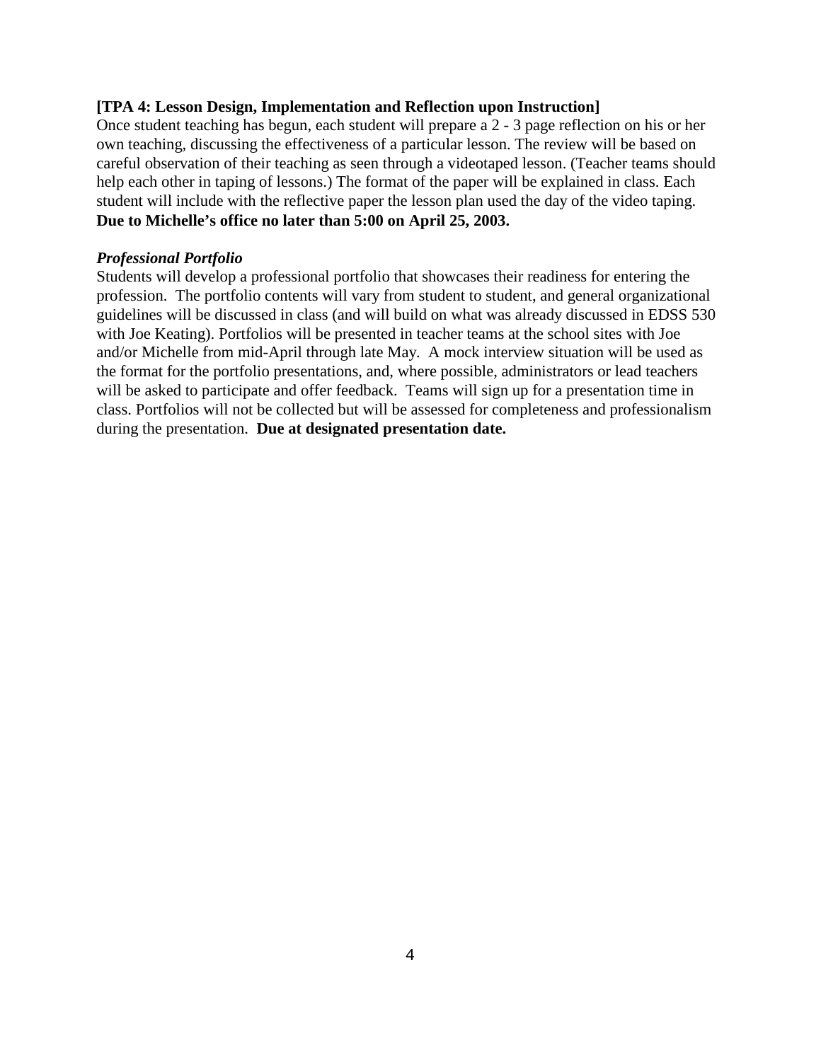**[TPA 4: Lesson Design, Implementation and Reflection upon Instruction]**

Once student teaching has begun, each student will prepare a 2 - 3 page reflection on his or her own teaching, discussing the effectiveness of a particular lesson. The review will be based on careful observation of their teaching as seen through a videotaped lesson. (Teacher teams should help each other in taping of lessons.) The format of the paper will be explained in class. Each student will include with the reflective paper the lesson plan used the day of the video taping. **Due to Michelle's office no later than 5:00 on April 25, 2003.**

***Professional Portfolio***

Students will develop a professional portfolio that showcases their readiness for entering the profession. The portfolio contents will vary from student to student, and general organizational guidelines will be discussed in class (and will build on what was already discussed in EDSS 530 with Joe Keating). Portfolios will be presented in teacher teams at the school sites with Joe and/or Michelle from mid-April through late May. A mock interview situation will be used as the format for the portfolio presentations, and, where possible, administrators or lead teachers will be asked to participate and offer feedback. Teams will sign up for a presentation time in class. Portfolios will not be collected but will be assessed for completeness and professionalism during the presentation. **Due at designated presentation date.**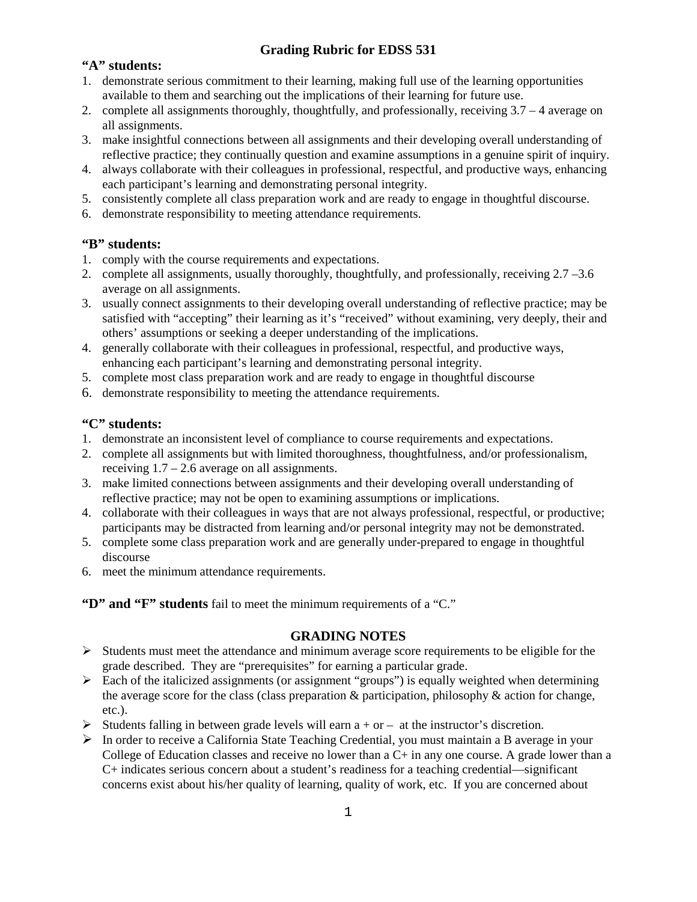# Grading Rubric for EDSS 531

**"A" students:**

1. demonstrate serious commitment to their learning, making full use of the learning opportunities available to them and searching out the implications of their learning for future use.
2. complete all assignments thoroughly, thoughtfully, and professionally, receiving 3.7 – 4 average on all assignments.
3. make insightful connections between all assignments and their developing overall understanding of reflective practice; they continually question and examine assumptions in a genuine spirit of inquiry.
4. always collaborate with their colleagues in professional, respectful, and productive ways, enhancing each participant's learning and demonstrating personal integrity.
5. consistently complete all class preparation work and are ready to engage in thoughtful discourse.
6. demonstrate responsibility to meeting attendance requirements.

**"B" students:**

1. comply with the course requirements and expectations.
2. complete all assignments, usually thoroughly, thoughtfully, and professionally, receiving 2.7 –3.6 average on all assignments.
3. usually connect assignments to their developing overall understanding of reflective practice; may be satisfied with "accepting" their learning as it's "received" without examining, very deeply, their and others' assumptions or seeking a deeper understanding of the implications.
4. generally collaborate with their colleagues in professional, respectful, and productive ways, enhancing each participant's learning and demonstrating personal integrity.
5. complete most class preparation work and are ready to engage in thoughtful discourse
6. demonstrate responsibility to meeting the attendance requirements.

**"C" students:**

1. demonstrate an inconsistent level of compliance to course requirements and expectations.
2. complete all assignments but with limited thoroughness, thoughtfulness, and/or professionalism, receiving 1.7 – 2.6 average on all assignments.
3. make limited connections between assignments and their developing overall understanding of reflective practice; may not be open to examining assumptions or implications.
4. collaborate with their colleagues in ways that are not always professional, respectful, or productive; participants may be distracted from learning and/or personal integrity may not be demonstrated.
5. complete some class preparation work and are generally under-prepared to engage in thoughtful discourse
6. meet the minimum attendance requirements.

**"D" and "F" students** fail to meet the minimum requirements of a "C."

## GRADING NOTES

- Students must meet the attendance and minimum average score requirements to be eligible for the grade described. They are "prerequisites" for earning a particular grade.
- Each of the italicized assignments (or assignment "groups") is equally weighted when determining the average score for the class (class preparation & participation, philosophy & action for change, etc.).
- Students falling in between grade levels will earn a + or – at the instructor's discretion.
- In order to receive a California State Teaching Credential, you must maintain a B average in your College of Education classes and receive no lower than a C+ in any one course. A grade lower than a C+ indicates serious concern about a student's readiness for a teaching credential—significant concerns exist about his/her quality of learning, quality of work, etc. If you are concerned about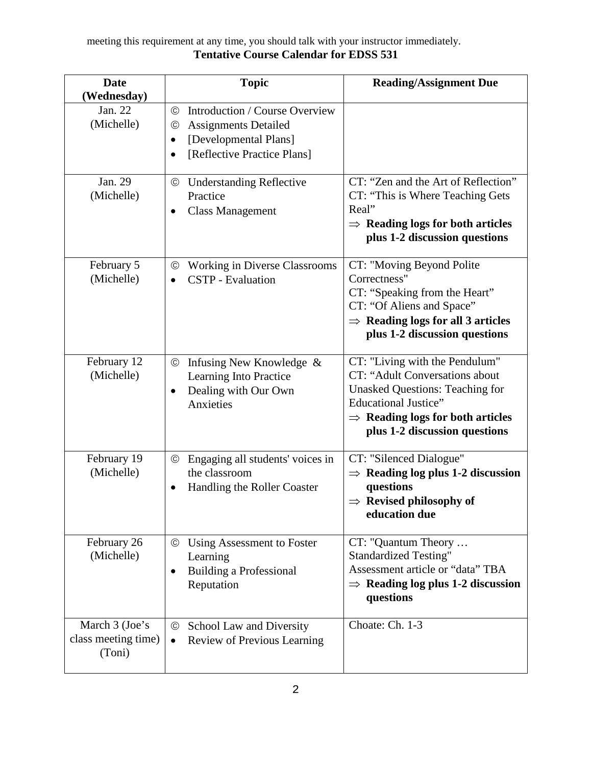meeting this requirement at any time, you should talk with your instructor immediately.

**Tentative Course Calendar for EDSS 531**

| **Date (Wednesday)** | **Topic** | **Reading/Assignment Due** |
|---|---|---|
| Jan. 22 (Michelle) | © Introduction / Course Overview<br>© Assignments Detailed<br>• [Developmental Plans]<br>• [Reflective Practice Plans] | |
| Jan. 29 (Michelle) | © Understanding Reflective Practice<br>• Class Management | CT: "Zen and the Art of Reflection"<br>CT: "This is Where Teaching Gets Real"<br>⇒ **Reading logs for both articles plus 1-2 discussion questions** |
| February 5 (Michelle) | © Working in Diverse Classrooms<br>• CSTP - Evaluation | CT: "Moving Beyond Polite Correctness"<br>CT: "Speaking from the Heart"<br>CT: "Of Aliens and Space"<br>⇒ **Reading logs for all 3 articles plus 1-2 discussion questions** |
| February 12 (Michelle) | © Infusing New Knowledge & Learning Into Practice<br>• Dealing with Our Own Anxieties | CT: "Living with the Pendulum"<br>CT: "Adult Conversations about Unasked Questions: Teaching for Educational Justice"<br>⇒ **Reading logs for both articles plus 1-2 discussion questions** |
| February 19 (Michelle) | © Engaging all students' voices in the classroom<br>• Handling the Roller Coaster | CT: "Silenced Dialogue"<br>⇒ **Reading log plus 1-2 discussion questions**<br>⇒ **Revised philosophy of education due** |
| February 26 (Michelle) | © Using Assessment to Foster Learning<br>• Building a Professional Reputation | CT: "Quantum Theory … Standardized Testing"<br>Assessment article or "data" TBA<br>⇒ **Reading log plus 1-2 discussion questions** |
| March 3 (Joe's class meeting time) (Toni) | © School Law and Diversity<br>• Review of Previous Learning | Choate: Ch. 1-3 |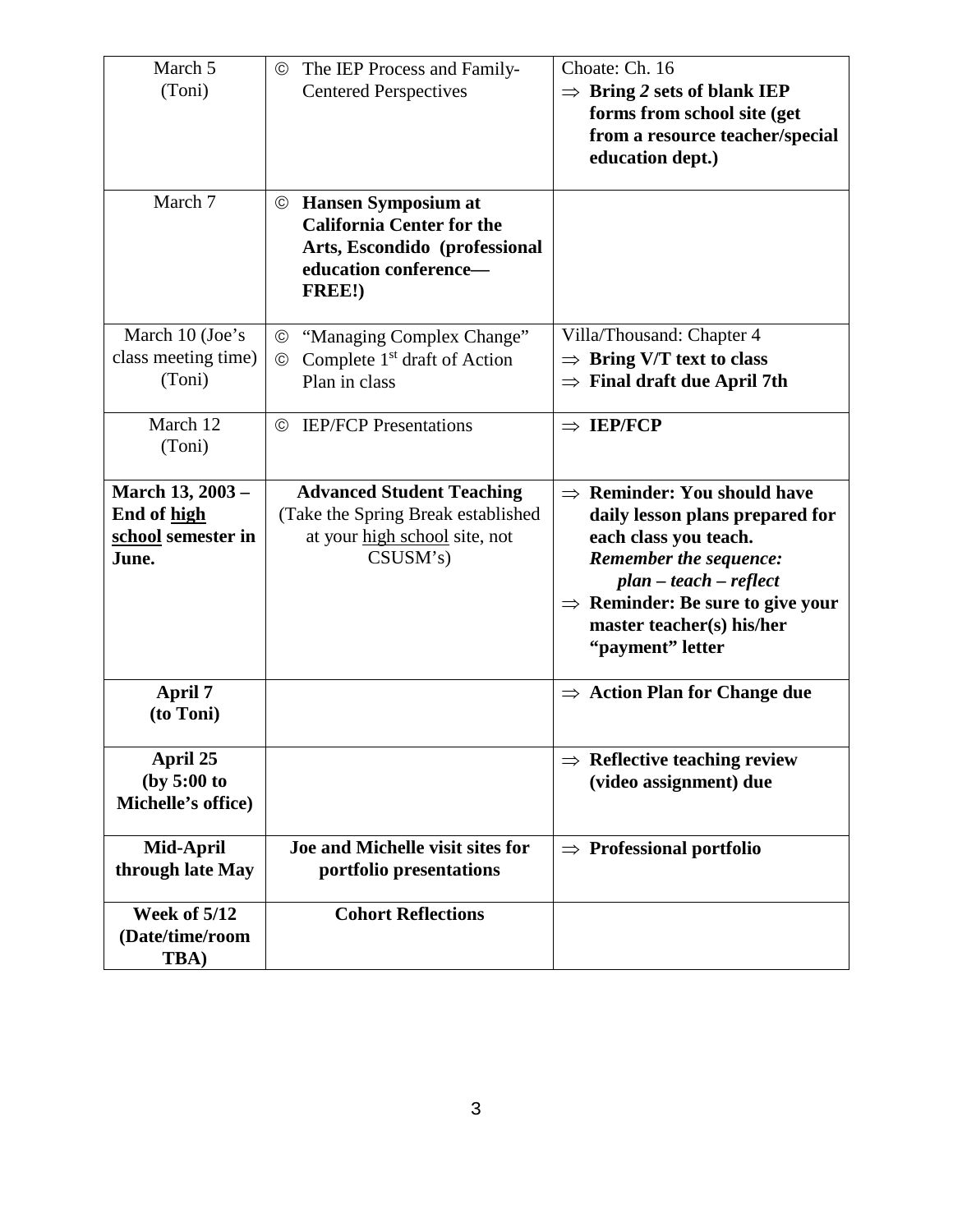| | | |
|---|---|---|
| March 5 (Toni) | © The IEP Process and Family-Centered Perspectives | Choate: Ch. 16<br>⇒ **Bring *2* sets of blank IEP forms from school site (get from a resource teacher/special education dept.)** |
| March 7 | © **Hansen Symposium at California Center for the Arts, Escondido (professional education conference—FREE!)** | |
| March 10 (Joe's class meeting time) (Toni) | © "Managing Complex Change"<br>© Complete 1st draft of Action Plan in class | Villa/Thousand: Chapter 4<br>⇒ **Bring V/T text to class**<br>⇒ **Final draft due April 7th** |
| March 12 (Toni) | © IEP/FCP Presentations | ⇒ **IEP/FCP** |
| **March 13, 2003 – End of high school semester in June.** | **Advanced Student Teaching** (Take the Spring Break established at your high school site, not CSUSM's) | ⇒ **Reminder: You should have daily lesson plans prepared for each class you teach. *Remember the sequence: plan – teach – reflect***<br>⇒ **Reminder: Be sure to give your master teacher(s) his/her "payment" letter** |
| **April 7 (to Toni)** | | ⇒ **Action Plan for Change due** |
| **April 25 (by 5:00 to Michelle's office)** | | ⇒ **Reflective teaching review (video assignment) due** |
| **Mid-April through late May** | **Joe and Michelle visit sites for portfolio presentations** | ⇒ **Professional portfolio** |
| **Week of 5/12 (Date/time/room TBA)** | **Cohort Reflections** | |